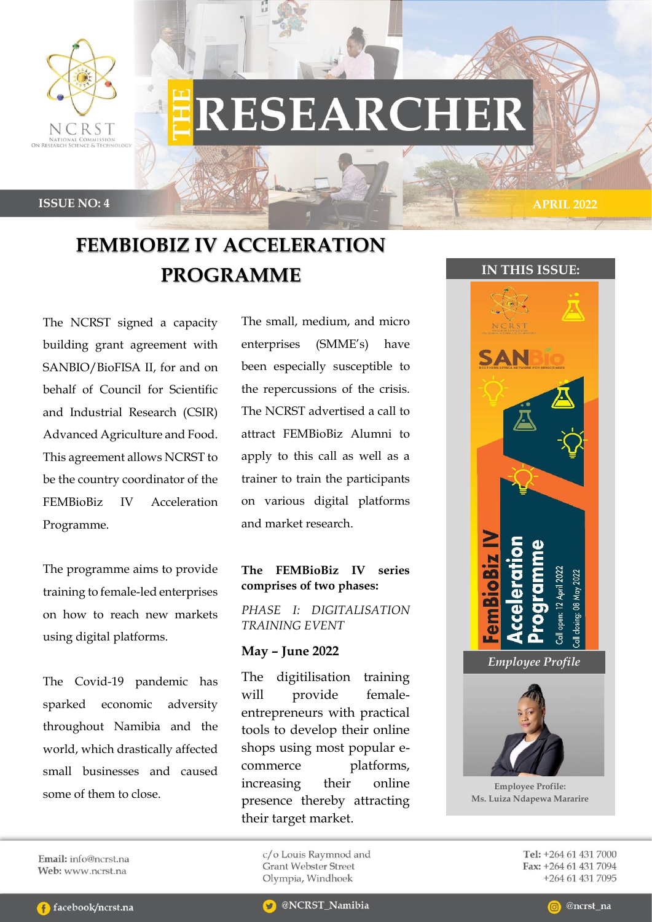# THE RESEARCHER

**ISSUE NO: 4** | **APRIL 2022**

## FEMBIOBIZ IV ACCELERATION PROGRAMME

The NCRST signed a capacity building grant agreement with SANBIO/BioFISA II, for and on behalf of Council for Scientific and Industrial Research (CSIR) Advanced Agriculture and Food. This agreement allows NCRST to be the country coordinator of the FEMBioBiz IV Acceleration Programme.

The programme aims to provide training to female-led enterprises on how to reach new markets using digital platforms.

The Covid-19 pandemic has sparked economic adversity throughout Namibia and the world, which drastically affected small businesses and caused some of them to close.

The small, medium, and micro enterprises (SMME's) have been especially susceptible to the repercussions of the crisis. The NCRST advertised a call to attract FEMBioBiz Alumni to apply to this call as well as a trainer to train the participants on various digital platforms and market research.

**The FEMBioBiz IV series comprises of two phases:**

*PHASE I: DIGITALISATION TRAINING EVENT*

**May – June 2022**

The digitilisation training will provide female-entrepreneurs with practical tools to develop their online shops using most popular e-commerce platforms, increasing their online presence thereby attracting their target market.

### IN THIS ISSUE:

FemBioBiz IV Acceleration Programme
Call open: 12 April 2022
Call closing: 08 May 2022

*Employee Profile*

Employee Profile:
Ms. Luiza Ndapewa Mararire

**Email:** info@ncrst.na
**Web:** www.ncrst.na

c/o Louis Raymnod and Grant Webster Street
Olympia, Windhoek

**Tel:** +264 61 431 7000
**Fax:** +264 61 431 7094
+264 61 431 7095

facebook/ncrst.na | @NCRST_Namibia | @ncrst_na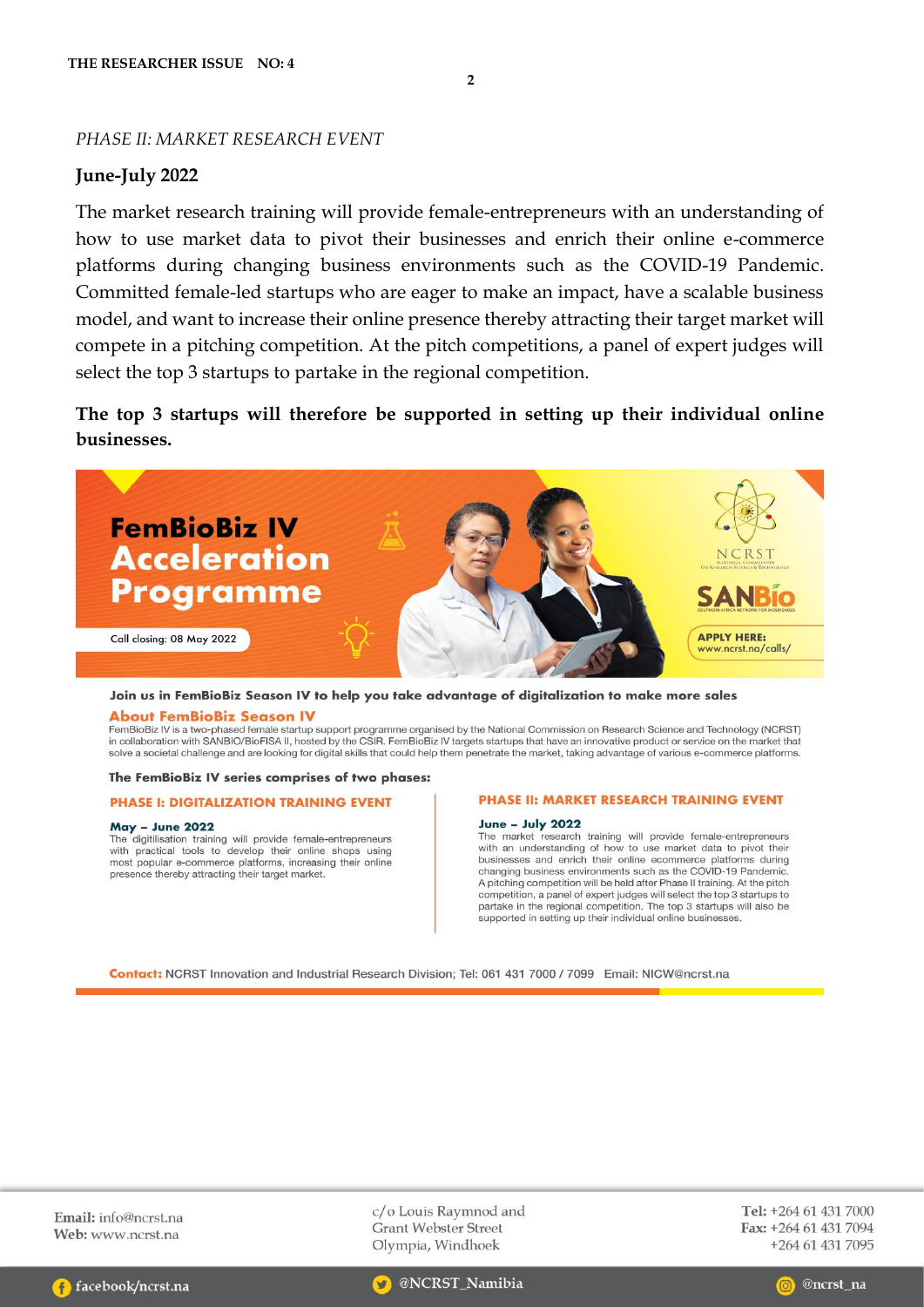*PHASE II: MARKET RESEARCH EVENT*

**June-July 2022**

The market research training will provide female-entrepreneurs with an understanding of how to use market data to pivot their businesses and enrich their online e-commerce platforms during changing business environments such as the COVID-19 Pandemic. Committed female-led startups who are eager to make an impact, have a scalable business model, and want to increase their online presence thereby attracting their target market will compete in a pitching competition. At the pitch competitions, a panel of expert judges will select the top 3 startups to partake in the regional competition.

**The top 3 startups will therefore be supported in setting up their individual online businesses.**

# FemBioBiz IV Acceleration Programme

Call closing: 08 May 2022

NCRST

SANBio

**APPLY HERE:** www.ncrst.na/calls/

**Join us in FemBioBiz Season IV to help you take advantage of digitalization to make more sales**

## About FemBioBiz Season IV

FemBioBiz IV is a two-phased female startup support programme organised by the National Commission on Research Science and Technology (NCRST) in collaboration with SANBIO/BioFISA II, hosted by the CSIR. FemBioBiz IV targets startups that have an innovative product or service on the market that solve a societal challenge and are looking for digital skills that could help them penetrate the market, taking advantage of various e-commerce platforms.

**The FemBioBiz IV series comprises of two phases:**

### PHASE I: DIGITALIZATION TRAINING EVENT

**May – June 2022**

The digitilisation training will provide female-entrepreneurs with practical tools to develop their online shops using most popular e-commerce platforms, increasing their online presence thereby attracting their target market.

### PHASE II: MARKET RESEARCH TRAINING EVENT

**June – July 2022**

The market research training will provide female-entrepreneurs with an understanding of how to use market data to pivot their businesses and enrich their online ecommerce platforms during changing business environments such as the COVID-19 Pandemic. A pitching competition will be held after Phase II training. At the pitch competition, a panel of expert judges will select the top 3 startups to partake in the regional competition. The top 3 startups will also be supported in setting up their individual online businesses.

**Contact:** NCRST Innovation and Industrial Research Division; Tel: 061 431 7000 / 7099 Email: NICW@ncrst.na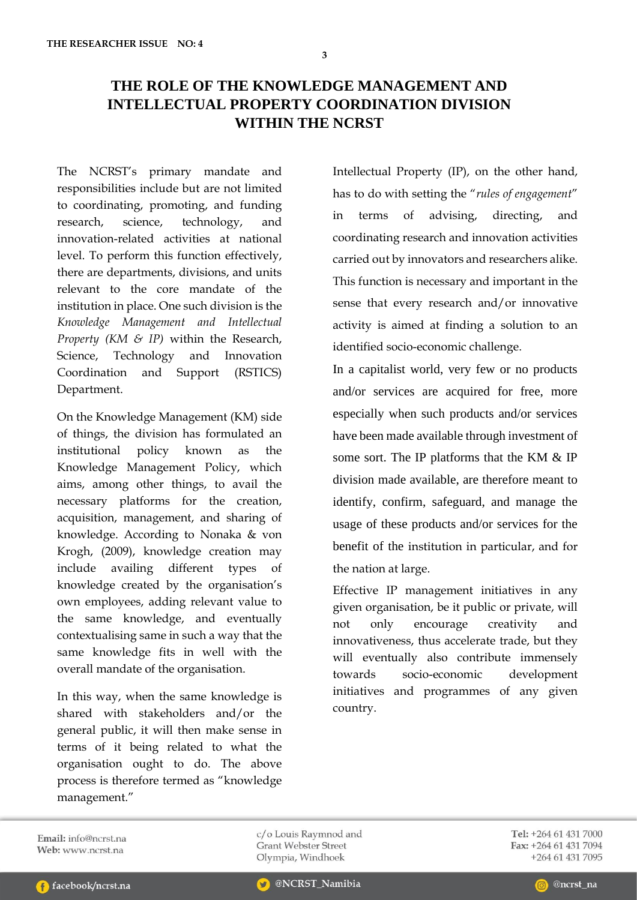# THE ROLE OF THE KNOWLEDGE MANAGEMENT AND INTELLECTUAL PROPERTY COORDINATION DIVISION WITHIN THE NCRST

The NCRST's primary mandate and responsibilities include but are not limited to coordinating, promoting, and funding research, science, technology, and innovation-related activities at national level. To perform this function effectively, there are departments, divisions, and units relevant to the core mandate of the institution in place. One such division is the *Knowledge Management and Intellectual Property (KM & IP)* within the Research, Science, Technology and Innovation Coordination and Support (RSTICS) Department.

On the Knowledge Management (KM) side of things, the division has formulated an institutional policy known as the Knowledge Management Policy, which aims, among other things, to avail the necessary platforms for the creation, acquisition, management, and sharing of knowledge. According to Nonaka & von Krogh, (2009), knowledge creation may include availing different types of knowledge created by the organisation's own employees, adding relevant value to the same knowledge, and eventually contextualising same in such a way that the same knowledge fits in well with the overall mandate of the organisation.

In this way, when the same knowledge is shared with stakeholders and/or the general public, it will then make sense in terms of it being related to what the organisation ought to do. The above process is therefore termed as "knowledge management."

Intellectual Property (IP), on the other hand, has to do with setting the "*rules of engagement*" in terms of advising, directing, and coordinating research and innovation activities carried out by innovators and researchers alike. This function is necessary and important in the sense that every research and/or innovative activity is aimed at finding a solution to an identified socio-economic challenge.

In a capitalist world, very few or no products and/or services are acquired for free, more especially when such products and/or services have been made available through investment of some sort. The IP platforms that the KM & IP division made available, are therefore meant to identify, confirm, safeguard, and manage the usage of these products and/or services for the benefit of the institution in particular, and for the nation at large.

Effective IP management initiatives in any given organisation, be it public or private, will not only encourage creativity and innovativeness, thus accelerate trade, but they will eventually also contribute immensely towards socio-economic development initiatives and programmes of any given country.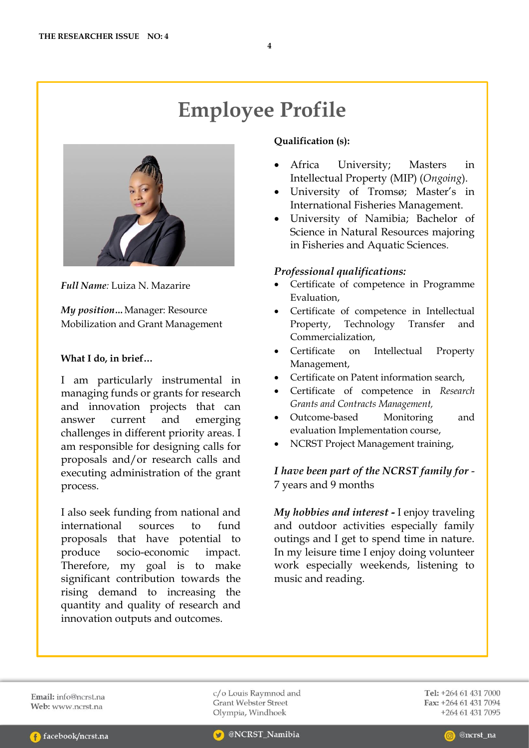# Employee Profile

***Full Name:*** Luiza N. Mazarire

***My position…*** Manager: Resource Mobilization and Grant Management

**What I do, in brief…**

I am particularly instrumental in managing funds or grants for research and innovation projects that can answer current and emerging challenges in different priority areas. I am responsible for designing calls for proposals and/or research calls and executing administration of the grant process.

I also seek funding from national and international sources to fund proposals that have potential to produce socio-economic impact. Therefore, my goal is to make significant contribution towards the rising demand to increasing the quantity and quality of research and innovation outputs and outcomes.

**Qualification (s):**

- Africa University; Masters in Intellectual Property (MIP) (*Ongoing*).
- University of Tromsø; Master's in International Fisheries Management.
- University of Namibia; Bachelor of Science in Natural Resources majoring in Fisheries and Aquatic Sciences.

***Professional qualifications:***

- Certificate of competence in Programme Evaluation,
- Certificate of competence in Intellectual Property, Technology Transfer and Commercialization,
- Certificate on Intellectual Property Management,
- Certificate on Patent information search,
- Certificate of competence in *Research Grants and Contracts Management,*
- Outcome-based Monitoring and evaluation Implementation course,
- NCRST Project Management training,

***I have been part of the NCRST family for -*** 7 years and 9 months

***My hobbies and interest -*** I enjoy traveling and outdoor activities especially family outings and I get to spend time in nature. In my leisure time I enjoy doing volunteer work especially weekends, listening to music and reading.

**Email:** info@ncrst.na
**Web:** www.ncrst.na

c/o Louis Raymnod and Grant Webster Street
Olympia, Windhoek

**Tel:** +264 61 431 7000
**Fax:** +264 61 431 7094
+264 61 431 7095

facebook/ncrst.na | @NCRST_Namibia | @ncrst_na